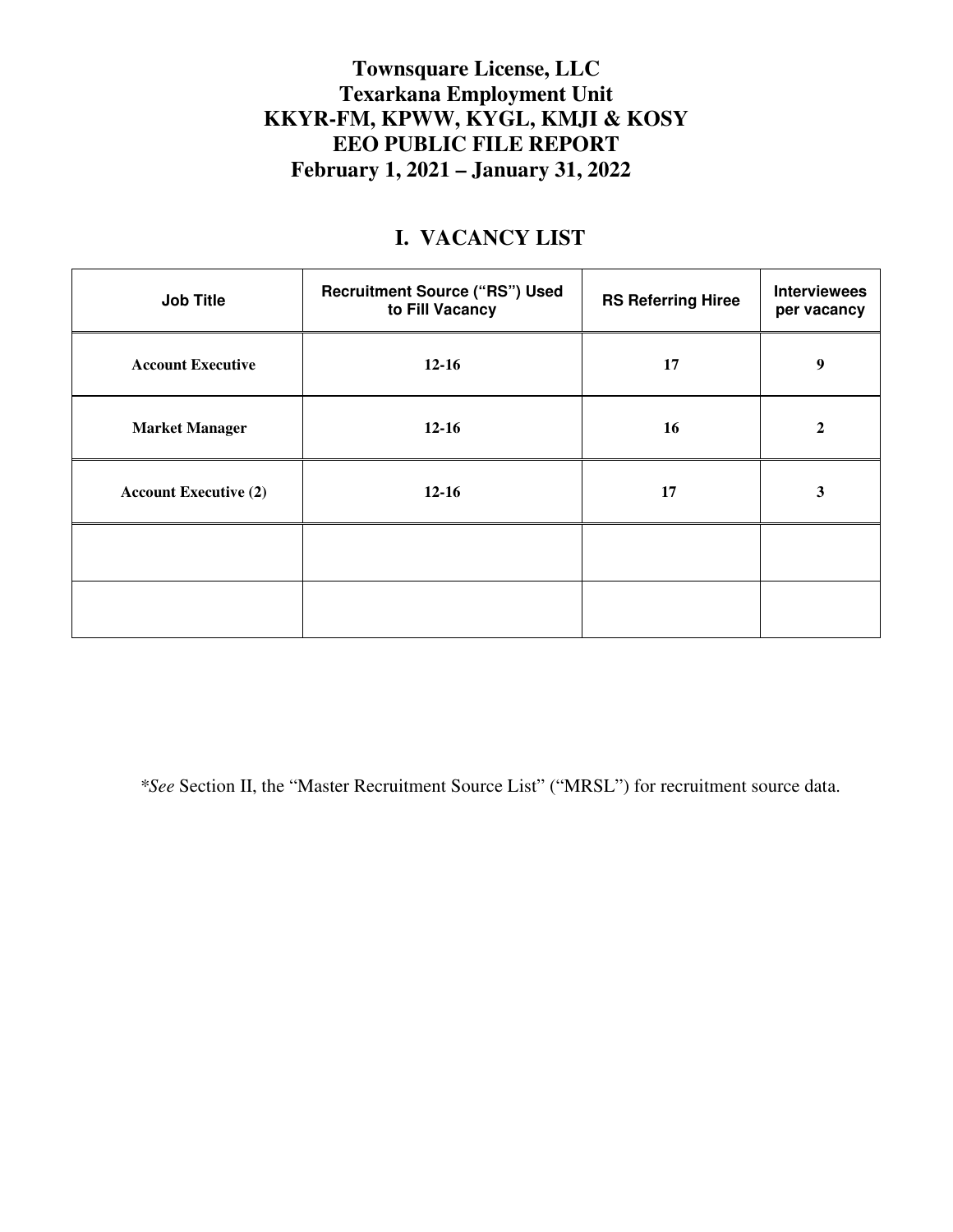# Townsquare License, LLC
# Texarkana Employment Unit
# KKYR-FM, KPWW, KYGL, KMJI & KOSY
# EEO PUBLIC FILE REPORT
# February 1, 2021 – January 31, 2022

## I. VACANCY LIST

| Job Title | Recruitment Source ("RS") Used to Fill Vacancy | RS Referring Hiree | Interviewees per vacancy |
|---|---|---|---|
| **Account Executive** | **12-16** | **17** | **9** |
| **Market Manager** | **12-16** | **16** | **2** |
| **Account Executive (2)** | **12-16** | **17** | **3** |
| | | | |
| | | | |

**See* Section II, the "Master Recruitment Source List" ("MRSL") for recruitment source data.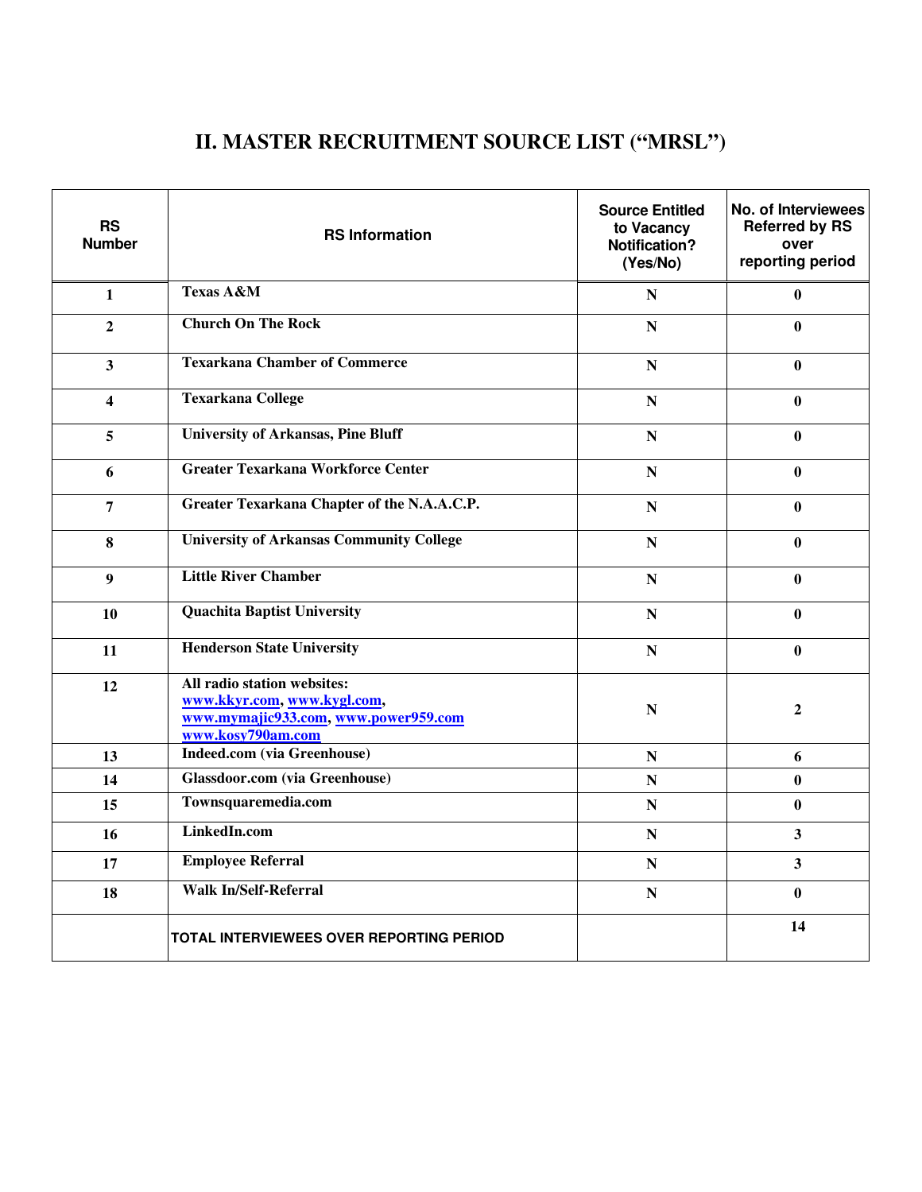# II. MASTER RECRUITMENT SOURCE LIST ("MRSL")

| RS Number | RS Information | Source Entitled to Vacancy Notification? (Yes/No) | No. of Interviewees Referred by RS over reporting period |
|---|---|---|---|
| 1 | **Texas A&M** | N | 0 |
| 2 | **Church On The Rock** | N | 0 |
| 3 | **Texarkana Chamber of Commerce** | N | 0 |
| 4 | **Texarkana College** | N | 0 |
| 5 | **University of Arkansas, Pine Bluff** | N | 0 |
| 6 | **Greater Texarkana Workforce Center** | N | 0 |
| 7 | **Greater Texarkana Chapter of the N.A.A.C.P.** | N | 0 |
| 8 | **University of Arkansas Community College** | N | 0 |
| 9 | **Little River Chamber** | N | 0 |
| 10 | **Quachita Baptist University** | N | 0 |
| 11 | **Henderson State University** | N | 0 |
| 12 | **All radio station websites:** www.kkyr.com, www.kygl.com, www.mymajic933.com, www.power959.com www.kosy790am.com | N | 2 |
| 13 | **Indeed.com (via Greenhouse)** | N | 6 |
| 14 | **Glassdoor.com (via Greenhouse)** | N | 0 |
| 15 | **Townsquaremedia.com** | N | 0 |
| 16 | **LinkedIn.com** | N | 3 |
| 17 | **Employee Referral** | N | 3 |
| 18 | **Walk In/Self-Referral** | N | 0 |
| | **TOTAL INTERVIEWEES OVER REPORTING PERIOD** | | 14 |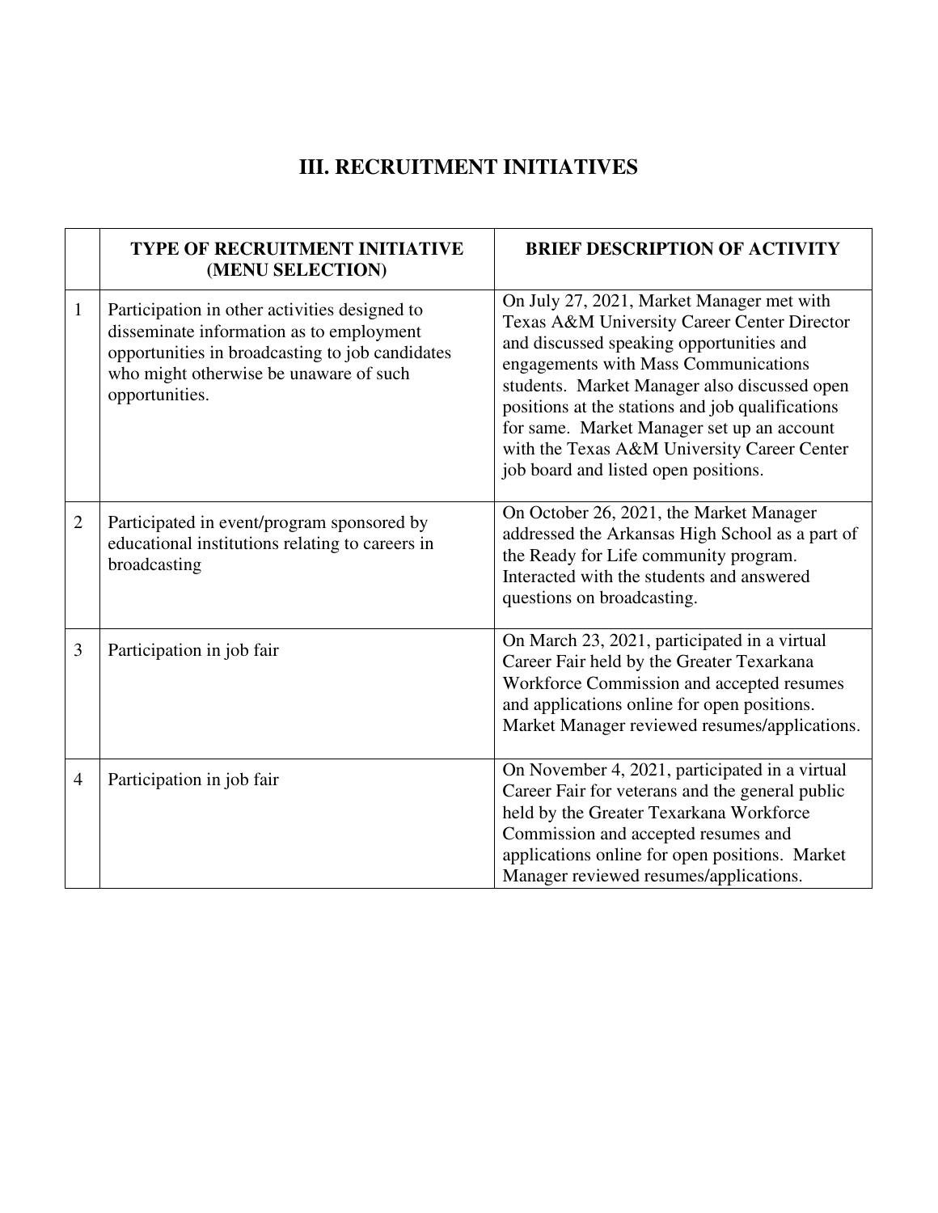# III. RECRUITMENT INITIATIVES

| | TYPE OF RECRUITMENT INITIATIVE (MENU SELECTION) | BRIEF DESCRIPTION OF ACTIVITY |
|---|---|---|
| 1 | Participation in other activities designed to disseminate information as to employment opportunities in broadcasting to job candidates who might otherwise be unaware of such opportunities. | On July 27, 2021, Market Manager met with Texas A&M University Career Center Director and discussed speaking opportunities and engagements with Mass Communications students. Market Manager also discussed open positions at the stations and job qualifications for same. Market Manager set up an account with the Texas A&M University Career Center job board and listed open positions. |
| 2 | Participated in event/program sponsored by educational institutions relating to careers in broadcasting | On October 26, 2021, the Market Manager addressed the Arkansas High School as a part of the Ready for Life community program. Interacted with the students and answered questions on broadcasting. |
| 3 | Participation in job fair | On March 23, 2021, participated in a virtual Career Fair held by the Greater Texarkana Workforce Commission and accepted resumes and applications online for open positions. Market Manager reviewed resumes/applications. |
| 4 | Participation in job fair | On November 4, 2021, participated in a virtual Career Fair for veterans and the general public held by the Greater Texarkana Workforce Commission and accepted resumes and applications online for open positions. Market Manager reviewed resumes/applications. |